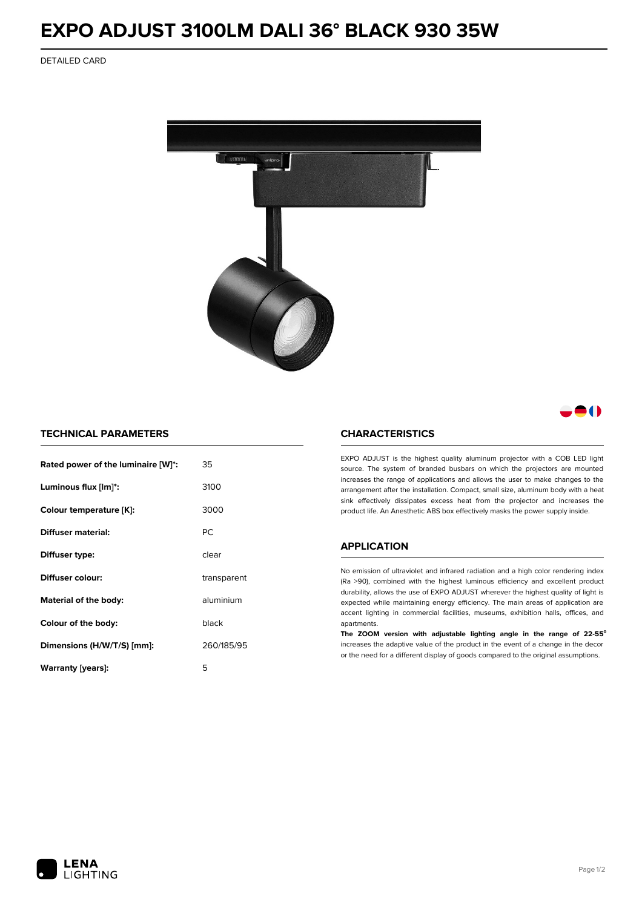# EXPO ADJUST 3100LM DALI 36° BLACK 930 35W

DETAILED CARD

## TECHNICAL PARAMETERS

| | |
|---|---|
| **Rated power of the luminaire [W]*:** | 35 |
| **Luminous flux [lm]*:** | 3100 |
| **Colour temperature [K]:** | 3000 |
| **Diffuser material:** | PC |
| **Diffuser type:** | clear |
| **Diffuser colour:** | transparent |
| **Material of the body:** | aluminium |
| **Colour of the body:** | black |
| **Dimensions (H/W/T/S) [mm]:** | 260/185/95 |
| **Warranty [years]:** | 5 |

## CHARACTERISTICS

EXPO ADJUST is the highest quality aluminum projector with a COB LED light source. The system of branded busbars on which the projectors are mounted increases the range of applications and allows the user to make changes to the arrangement after the installation. Compact, small size, aluminum body with a heat sink effectively dissipates excess heat from the projector and increases the product life. An Anesthetic ABS box effectively masks the power supply inside.

## APPLICATION

No emission of ultraviolet and infrared radiation and a high color rendering index (Ra >90), combined with the highest luminous efficiency and excellent product durability, allows the use of EXPO ADJUST wherever the highest quality of light is expected while maintaining energy efficiency. The main areas of application are accent lighting in commercial facilities, museums, exhibition halls, offices, and apartments.

**The ZOOM version with adjustable lighting angle in the range of 22-55°** increases the adaptive value of the product in the event of a change in the decor or the need for a different display of goods compared to the original assumptions.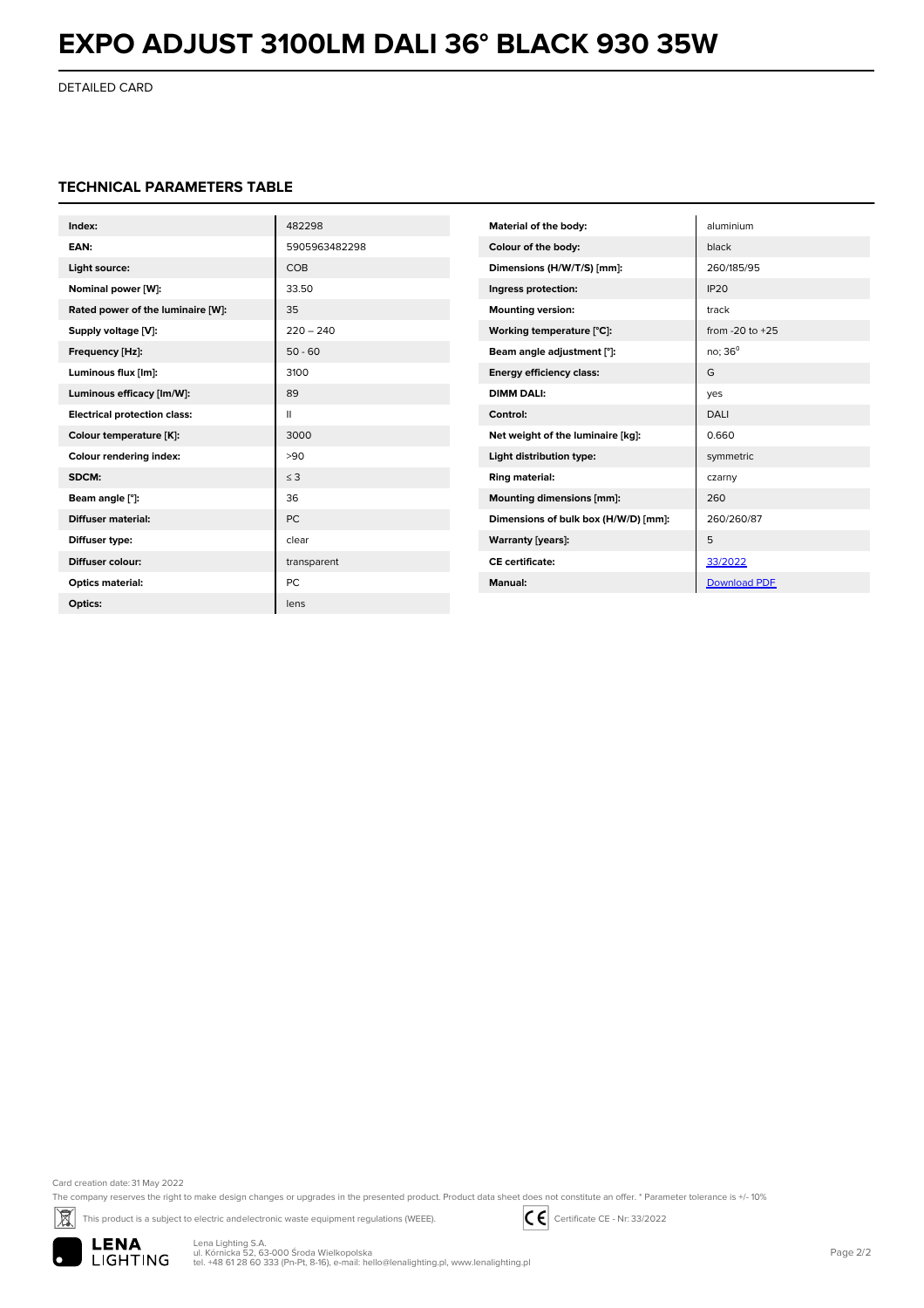# EXPO ADJUST 3100LM DALI 36° BLACK 930 35W

DETAILED CARD

### TECHNICAL PARAMETERS TABLE

| | |
|---|---|
| **Index:** | 482298 |
| **EAN:** | 5905963482298 |
| **Light source:** | COB |
| **Nominal power [W]:** | 33.50 |
| **Rated power of the luminaire [W]:** | 35 |
| **Supply voltage [V]:** | 220 – 240 |
| **Frequency [Hz]:** | 50 - 60 |
| **Luminous flux [lm]:** | 3100 |
| **Luminous efficacy [lm/W]:** | 89 |
| **Electrical protection class:** | II |
| **Colour temperature [K]:** | 3000 |
| **Colour rendering index:** | >90 |
| **SDCM:** | ≤ 3 |
| **Beam angle [°]:** | 36 |
| **Diffuser material:** | PC |
| **Diffuser type:** | clear |
| **Diffuser colour:** | transparent |
| **Optics material:** | PC |
| **Optics:** | lens |

| | |
|---|---|
| **Material of the body:** | aluminium |
| **Colour of the body:** | black |
| **Dimensions (H/W/T/S) [mm]:** | 260/185/95 |
| **Ingress protection:** | IP20 |
| **Mounting version:** | track |
| **Working temperature [°C]:** | from -20 to +25 |
| **Beam angle adjustment [°]:** | no; 36° |
| **Energy efficiency class:** | G |
| **DIMM DALI:** | yes |
| **Control:** | DALI |
| **Net weight of the luminaire [kg]:** | 0.660 |
| **Light distribution type:** | symmetric |
| **Ring material:** | czarny |
| **Mounting dimensions [mm]:** | 260 |
| **Dimensions of bulk box (H/W/D) [mm]:** | 260/260/87 |
| **Warranty [years]:** | 5 |
| **CE certificate:** | 33/2022 |
| **Manual:** | Download PDF |

Card creation date: 31 May 2022

The company reserves the right to make design changes or upgrades in the presented product. Product data sheet does not constitute an offer. * Parameter tolerance is +/- 10%

This product is a subject to electric andelectronic waste equipment regulations (WEEE).

Certificate CE - Nr: 33/2022

LENA LIGHTING

Lena Lighting S.A.
ul. Kórnicka 52, 63-000 Środa Wielkopolska
tel. +48 61 28 60 333 (Pn-Pt, 8-16), e-mail: hello@lenalighting.pl, www.lenalighting.pl